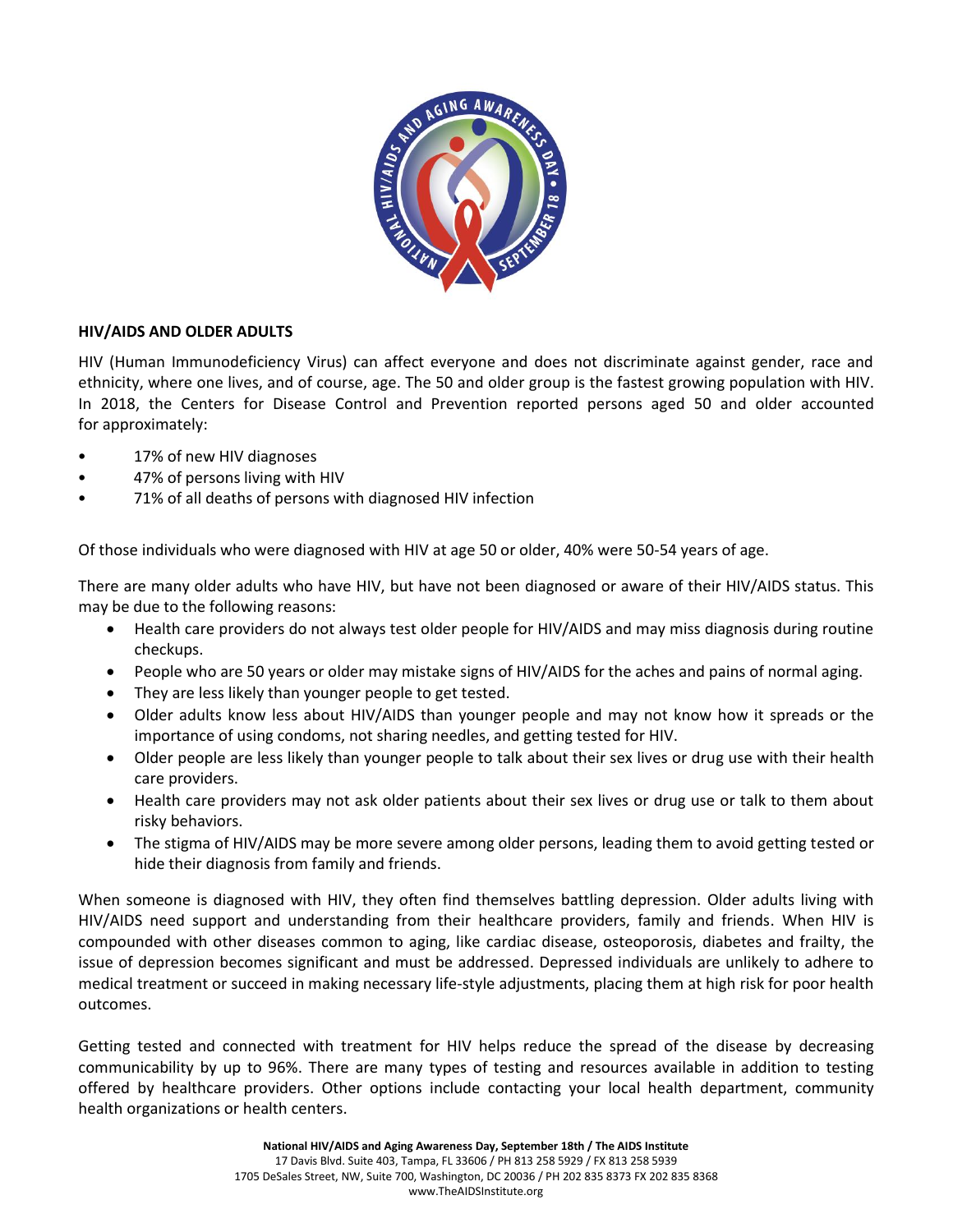## HIV/AIDS AND OLDER ADULTS

HIV (Human Immunodeficiency Virus) can affect everyone and does not discriminate against gender, race and ethnicity, where one lives, and of course, age. The 50 and older group is the fastest growing population with HIV. In 2018, the Centers for Disease Control and Prevention reported persons aged 50 and older accounted for approximately:

- 17% of new HIV diagnoses
- 47% of persons living with HIV
- 71% of all deaths of persons with diagnosed HIV infection

Of those individuals who were diagnosed with HIV at age 50 or older, 40% were 50-54 years of age.

There are many older adults who have HIV, but have not been diagnosed or aware of their HIV/AIDS status. This may be due to the following reasons:

- Health care providers do not always test older people for HIV/AIDS and may miss diagnosis during routine checkups.
- People who are 50 years or older may mistake signs of HIV/AIDS for the aches and pains of normal aging.
- They are less likely than younger people to get tested.
- Older adults know less about HIV/AIDS than younger people and may not know how it spreads or the importance of using condoms, not sharing needles, and getting tested for HIV.
- Older people are less likely than younger people to talk about their sex lives or drug use with their health care providers.
- Health care providers may not ask older patients about their sex lives or drug use or talk to them about risky behaviors.
- The stigma of HIV/AIDS may be more severe among older persons, leading them to avoid getting tested or hide their diagnosis from family and friends.

When someone is diagnosed with HIV, they often find themselves battling depression. Older adults living with HIV/AIDS need support and understanding from their healthcare providers, family and friends. When HIV is compounded with other diseases common to aging, like cardiac disease, osteoporosis, diabetes and frailty, the issue of depression becomes significant and must be addressed. Depressed individuals are unlikely to adhere to medical treatment or succeed in making necessary life-style adjustments, placing them at high risk for poor health outcomes.

Getting tested and connected with treatment for HIV helps reduce the spread of the disease by decreasing communicability by up to 96%. There are many types of testing and resources available in addition to testing offered by healthcare providers. Other options include contacting your local health department, community health organizations or health centers.

**National HIV/AIDS and Aging Awareness Day, September 18th / The AIDS Institute**
17 Davis Blvd. Suite 403, Tampa, FL 33606 / PH 813 258 5929 / FX 813 258 5939
1705 DeSales Street, NW, Suite 700, Washington, DC 20036 / PH 202 835 8373 FX 202 835 8368
www.TheAIDSInstitute.org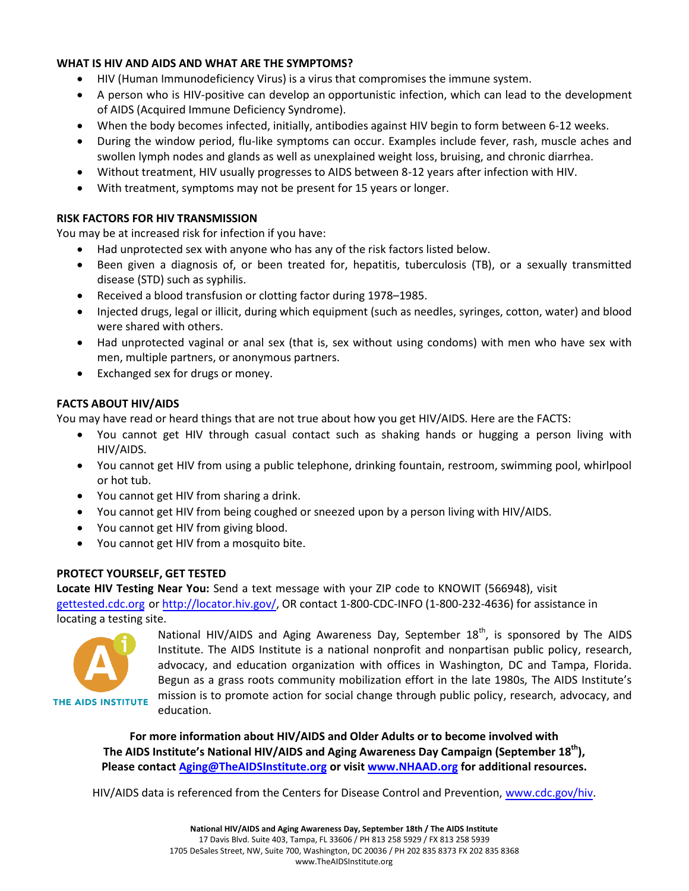**WHAT IS HIV AND AIDS AND WHAT ARE THE SYMPTOMS?**

- HIV (Human Immunodeficiency Virus) is a virus that compromises the immune system.
- A person who is HIV-positive can develop an opportunistic infection, which can lead to the development of AIDS (Acquired Immune Deficiency Syndrome).
- When the body becomes infected, initially, antibodies against HIV begin to form between 6-12 weeks.
- During the window period, flu-like symptoms can occur. Examples include fever, rash, muscle aches and swollen lymph nodes and glands as well as unexplained weight loss, bruising, and chronic diarrhea.
- Without treatment, HIV usually progresses to AIDS between 8-12 years after infection with HIV.
- With treatment, symptoms may not be present for 15 years or longer.

**RISK FACTORS FOR HIV TRANSMISSION**

You may be at increased risk for infection if you have:

- Had unprotected sex with anyone who has any of the risk factors listed below.
- Been given a diagnosis of, or been treated for, hepatitis, tuberculosis (TB), or a sexually transmitted disease (STD) such as syphilis.
- Received a blood transfusion or clotting factor during 1978–1985.
- Injected drugs, legal or illicit, during which equipment (such as needles, syringes, cotton, water) and blood were shared with others.
- Had unprotected vaginal or anal sex (that is, sex without using condoms) with men who have sex with men, multiple partners, or anonymous partners.
- Exchanged sex for drugs or money.

**FACTS ABOUT HIV/AIDS**

You may have read or heard things that are not true about how you get HIV/AIDS. Here are the FACTS:

- You cannot get HIV through casual contact such as shaking hands or hugging a person living with HIV/AIDS.
- You cannot get HIV from using a public telephone, drinking fountain, restroom, swimming pool, whirlpool or hot tub.
- You cannot get HIV from sharing a drink.
- You cannot get HIV from being coughed or sneezed upon by a person living with HIV/AIDS.
- You cannot get HIV from giving blood.
- You cannot get HIV from a mosquito bite.

**PROTECT YOURSELF, GET TESTED**

**Locate HIV Testing Near You:** Send a text message with your ZIP code to KNOWIT (566948), visit gettested.cdc.org or http://locator.hiv.gov/, OR contact 1-800-CDC-INFO (1-800-232-4636) for assistance in locating a testing site.

THE AIDS INSTITUTE

National HIV/AIDS and Aging Awareness Day, September 18th, is sponsored by The AIDS Institute. The AIDS Institute is a national nonprofit and nonpartisan public policy, research, advocacy, and education organization with offices in Washington, DC and Tampa, Florida. Begun as a grass roots community mobilization effort in the late 1980s, The AIDS Institute's mission is to promote action for social change through public policy, research, advocacy, and education.

**For more information about HIV/AIDS and Older Adults or to become involved with The AIDS Institute's National HIV/AIDS and Aging Awareness Day Campaign (September 18th), Please contact Aging@TheAIDSInstitute.org or visit www.NHAAD.org for additional resources.**

HIV/AIDS data is referenced from the Centers for Disease Control and Prevention, www.cdc.gov/hiv.

**National HIV/AIDS and Aging Awareness Day, September 18th / The AIDS Institute**
17 Davis Blvd. Suite 403, Tampa, FL 33606 / PH 813 258 5929 / FX 813 258 5939
1705 DeSales Street, NW, Suite 700, Washington, DC 20036 / PH 202 835 8373 FX 202 835 8368
www.TheAIDSInstitute.org